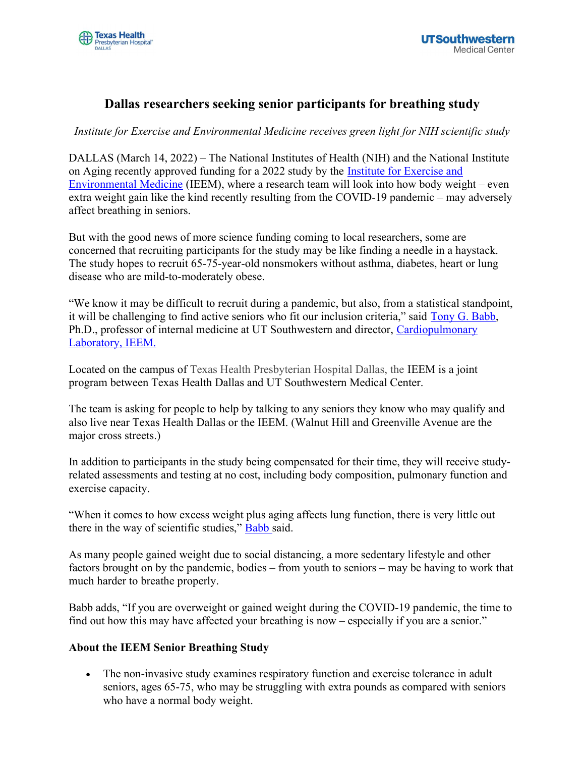# Dallas researchers seeking senior participants for breathing study

*Institute for Exercise and Environmental Medicine receives green light for NIH scientific study*

DALLAS (March 14, 2022) – The National Institutes of Health (NIH) and the National Institute on Aging recently approved funding for a 2022 study by the Institute for Exercise and Environmental Medicine (IEEM), where a research team will look into how body weight – even extra weight gain like the kind recently resulting from the COVID-19 pandemic – may adversely affect breathing in seniors.

But with the good news of more science funding coming to local researchers, some are concerned that recruiting participants for the study may be like finding a needle in a haystack. The study hopes to recruit 65-75-year-old nonsmokers without asthma, diabetes, heart or lung disease who are mild-to-moderately obese.

"We know it may be difficult to recruit during a pandemic, but also, from a statistical standpoint, it will be challenging to find active seniors who fit our inclusion criteria," said Tony G. Babb, Ph.D., professor of internal medicine at UT Southwestern and director, Cardiopulmonary Laboratory, IEEM.

Located on the campus of Texas Health Presbyterian Hospital Dallas, the IEEM is a joint program between Texas Health Dallas and UT Southwestern Medical Center.

The team is asking for people to help by talking to any seniors they know who may qualify and also live near Texas Health Dallas or the IEEM. (Walnut Hill and Greenville Avenue are the major cross streets.)

In addition to participants in the study being compensated for their time, they will receive study-related assessments and testing at no cost, including body composition, pulmonary function and exercise capacity.

"When it comes to how excess weight plus aging affects lung function, there is very little out there in the way of scientific studies," Babb said.

As many people gained weight due to social distancing, a more sedentary lifestyle and other factors brought on by the pandemic, bodies – from youth to seniors – may be having to work that much harder to breathe properly.

Babb adds, "If you are overweight or gained weight during the COVID-19 pandemic, the time to find out how this may have affected your breathing is now – especially if you are a senior."

**About the IEEM Senior Breathing Study**

- The non-invasive study examines respiratory function and exercise tolerance in adult seniors, ages 65-75, who may be struggling with extra pounds as compared with seniors who have a normal body weight.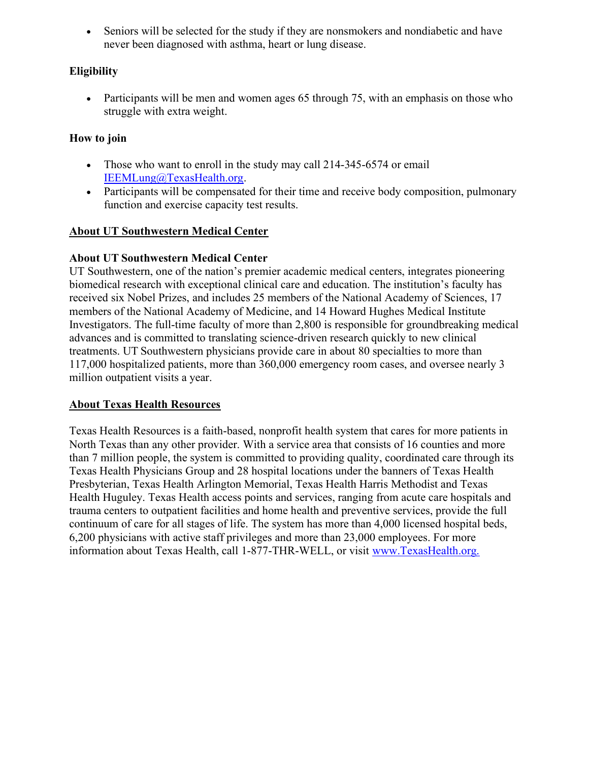- Seniors will be selected for the study if they are nonsmokers and nondiabetic and have never been diagnosed with asthma, heart or lung disease.

**Eligibility**

- Participants will be men and women ages 65 through 75, with an emphasis on those who struggle with extra weight.

**How to join**

- Those who want to enroll in the study may call 214-345-6574 or email IEEMLung@TexasHealth.org.
- Participants will be compensated for their time and receive body composition, pulmonary function and exercise capacity test results.

**About UT Southwestern Medical Center**

**About UT Southwestern Medical Center**

UT Southwestern, one of the nation's premier academic medical centers, integrates pioneering biomedical research with exceptional clinical care and education. The institution's faculty has received six Nobel Prizes, and includes 25 members of the National Academy of Sciences, 17 members of the National Academy of Medicine, and 14 Howard Hughes Medical Institute Investigators. The full-time faculty of more than 2,800 is responsible for groundbreaking medical advances and is committed to translating science-driven research quickly to new clinical treatments. UT Southwestern physicians provide care in about 80 specialties to more than 117,000 hospitalized patients, more than 360,000 emergency room cases, and oversee nearly 3 million outpatient visits a year.

**About Texas Health Resources**

Texas Health Resources is a faith-based, nonprofit health system that cares for more patients in North Texas than any other provider. With a service area that consists of 16 counties and more than 7 million people, the system is committed to providing quality, coordinated care through its Texas Health Physicians Group and 28 hospital locations under the banners of Texas Health Presbyterian, Texas Health Arlington Memorial, Texas Health Harris Methodist and Texas Health Huguley. Texas Health access points and services, ranging from acute care hospitals and trauma centers to outpatient facilities and home health and preventive services, provide the full continuum of care for all stages of life. The system has more than 4,000 licensed hospital beds, 6,200 physicians with active staff privileges and more than 23,000 employees. For more information about Texas Health, call 1-877-THR-WELL, or visit www.TexasHealth.org.